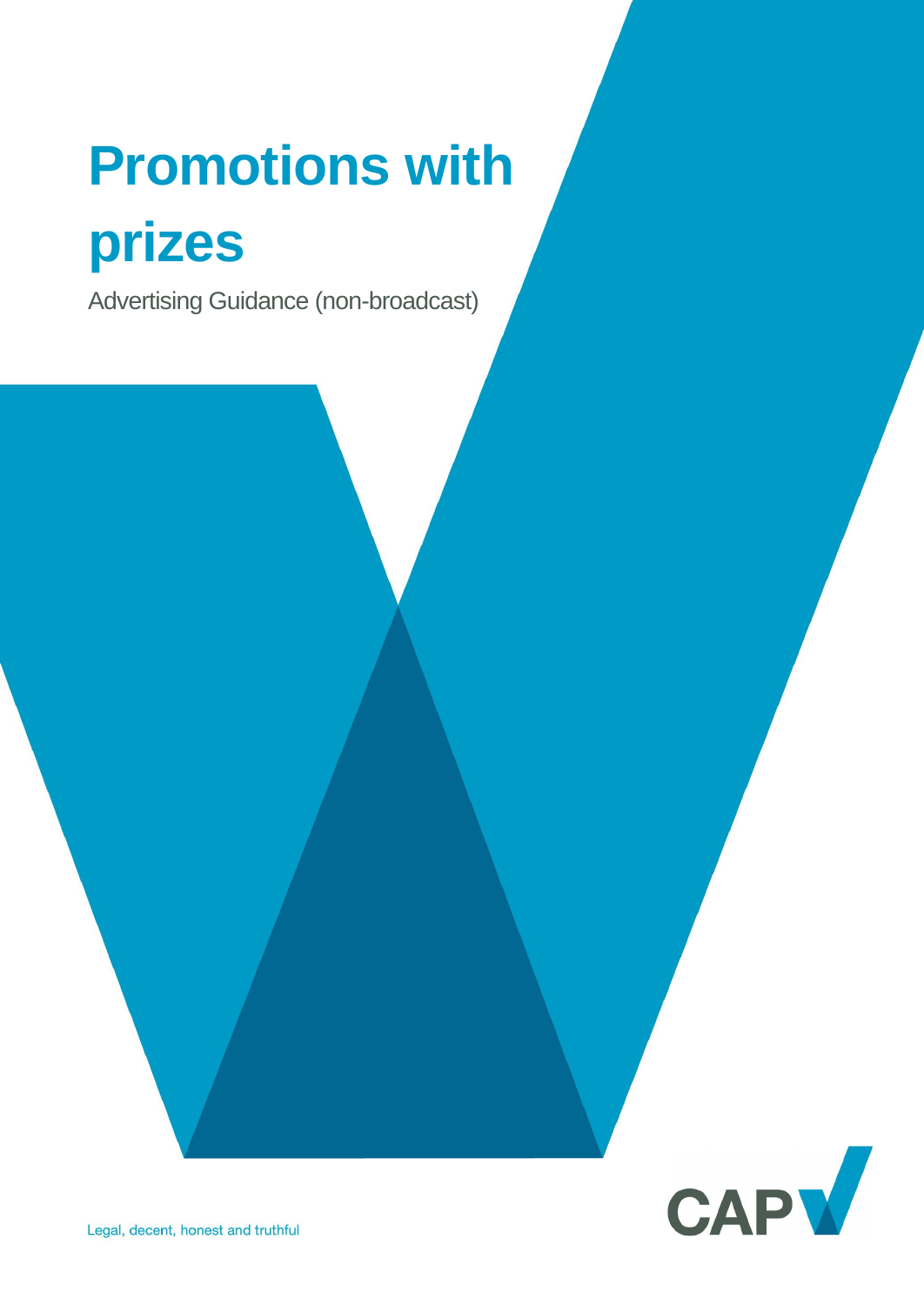# Promotions with prizes

Advertising Guidance (non-broadcast)

Legal, decent, honest and truthful

CAP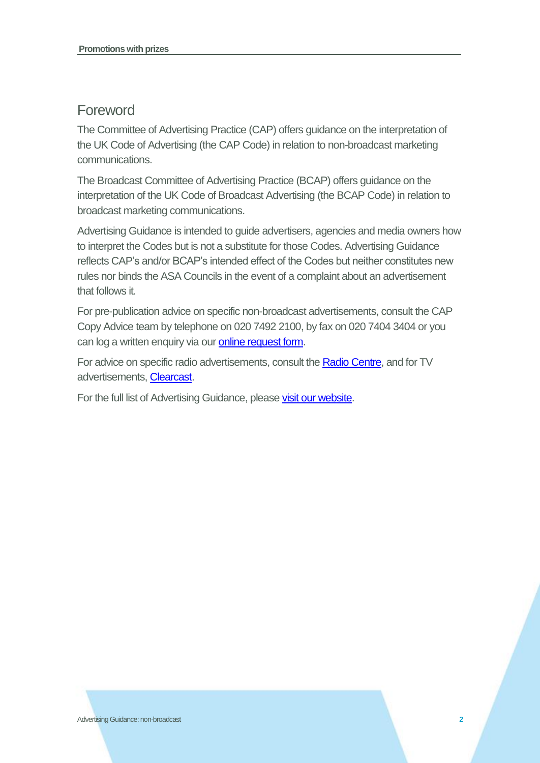# Foreword

The Committee of Advertising Practice (CAP) offers guidance on the interpretation of the UK Code of Advertising (the CAP Code) in relation to non-broadcast marketing communications.

The Broadcast Committee of Advertising Practice (BCAP) offers guidance on the interpretation of the UK Code of Broadcast Advertising (the BCAP Code) in relation to broadcast marketing communications.

Advertising Guidance is intended to guide advertisers, agencies and media owners how to interpret the Codes but is not a substitute for those Codes. Advertising Guidance reflects CAP's and/or BCAP's intended effect of the Codes but neither constitutes new rules nor binds the ASA Councils in the event of a complaint about an advertisement that follows it.

For pre-publication advice on specific non-broadcast advertisements, consult the CAP Copy Advice team by telephone on 020 7492 2100, by fax on 020 7404 3404 or you can log a written enquiry via our online request form.

For advice on specific radio advertisements, consult the Radio Centre, and for TV advertisements, Clearcast.

For the full list of Advertising Guidance, please visit our website.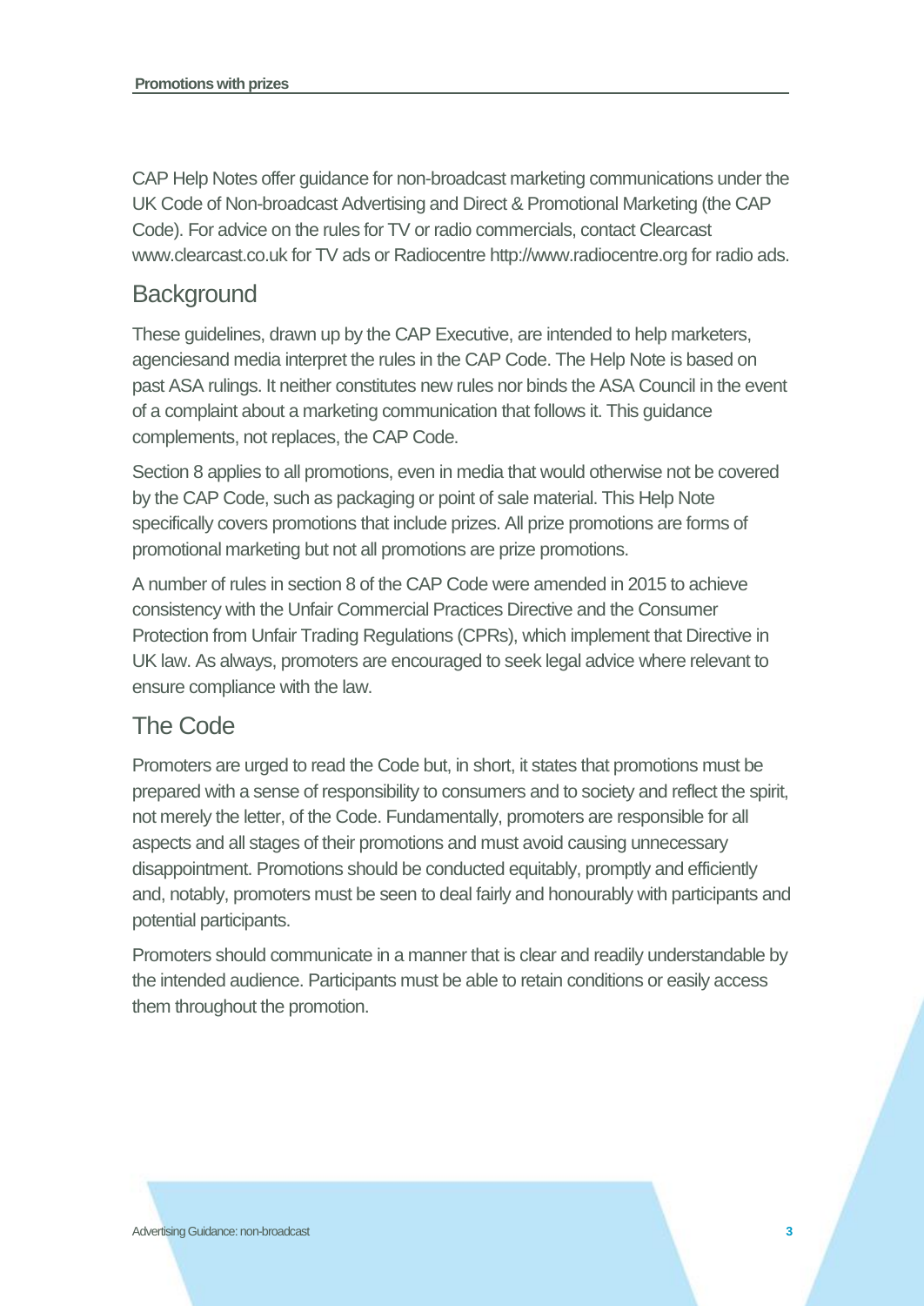CAP Help Notes offer guidance for non-broadcast marketing communications under the UK Code of Non-broadcast Advertising and Direct & Promotional Marketing (the CAP Code). For advice on the rules for TV or radio commercials, contact Clearcast www.clearcast.co.uk for TV ads or Radiocentre http://www.radiocentre.org for radio ads.

## Background

These guidelines, drawn up by the CAP Executive, are intended to help marketers, agenciesand media interpret the rules in the CAP Code. The Help Note is based on past ASA rulings. It neither constitutes new rules nor binds the ASA Council in the event of a complaint about a marketing communication that follows it. This guidance complements, not replaces, the CAP Code.

Section 8 applies to all promotions, even in media that would otherwise not be covered by the CAP Code, such as packaging or point of sale material. This Help Note specifically covers promotions that include prizes. All prize promotions are forms of promotional marketing but not all promotions are prize promotions.

A number of rules in section 8 of the CAP Code were amended in 2015 to achieve consistency with the Unfair Commercial Practices Directive and the Consumer Protection from Unfair Trading Regulations (CPRs), which implement that Directive in UK law. As always, promoters are encouraged to seek legal advice where relevant to ensure compliance with the law.

## The Code

Promoters are urged to read the Code but, in short, it states that promotions must be prepared with a sense of responsibility to consumers and to society and reflect the spirit, not merely the letter, of the Code. Fundamentally, promoters are responsible for all aspects and all stages of their promotions and must avoid causing unnecessary disappointment. Promotions should be conducted equitably, promptly and efficiently and, notably, promoters must be seen to deal fairly and honourably with participants and potential participants.

Promoters should communicate in a manner that is clear and readily understandable by the intended audience. Participants must be able to retain conditions or easily access them throughout the promotion.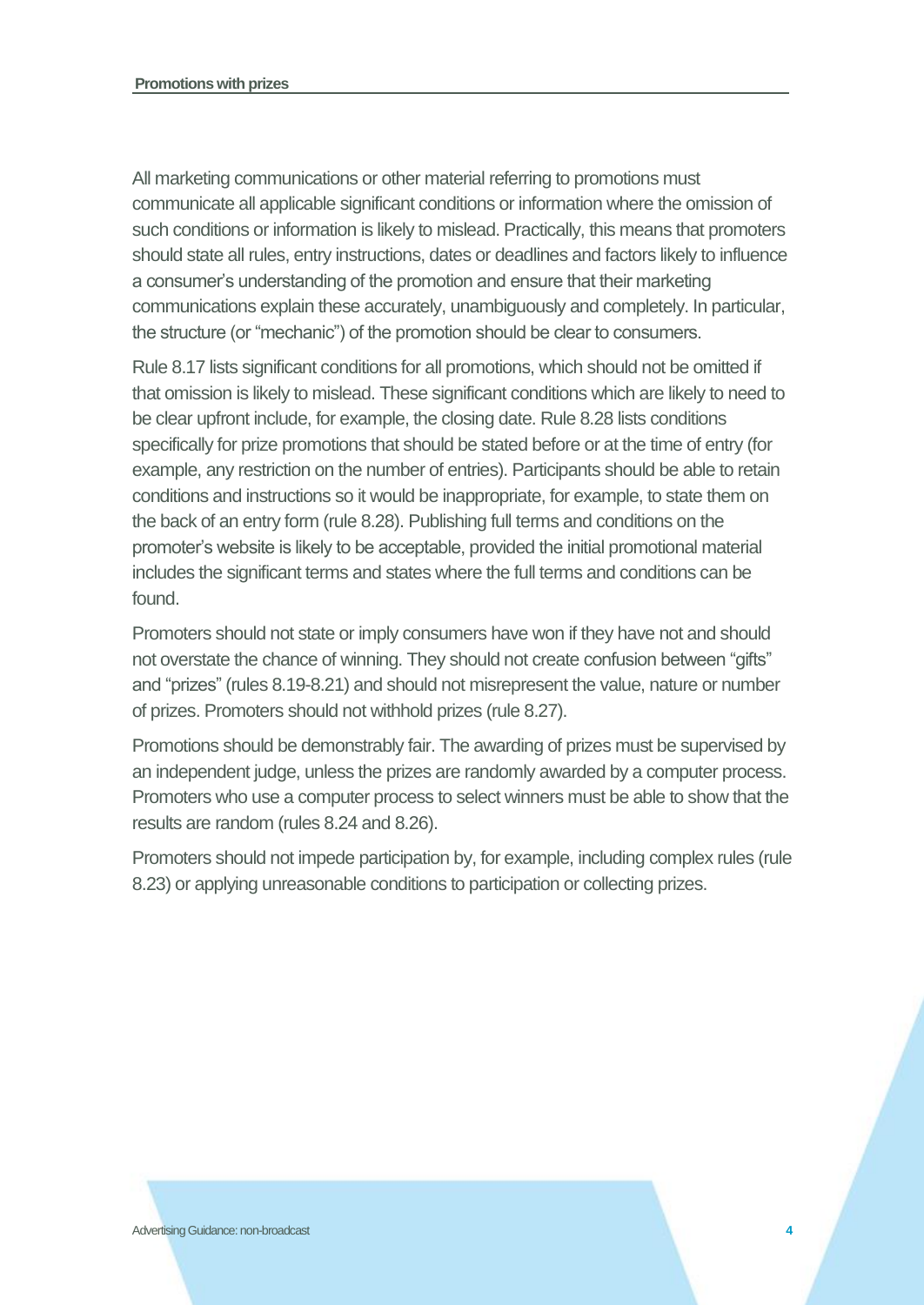All marketing communications or other material referring to promotions must communicate all applicable significant conditions or information where the omission of such conditions or information is likely to mislead. Practically, this means that promoters should state all rules, entry instructions, dates or deadlines and factors likely to influence a consumer's understanding of the promotion and ensure that their marketing communications explain these accurately, unambiguously and completely. In particular, the structure (or "mechanic") of the promotion should be clear to consumers.

Rule 8.17 lists significant conditions for all promotions, which should not be omitted if that omission is likely to mislead. These significant conditions which are likely to need to be clear upfront include, for example, the closing date. Rule 8.28 lists conditions specifically for prize promotions that should be stated before or at the time of entry (for example, any restriction on the number of entries). Participants should be able to retain conditions and instructions so it would be inappropriate, for example, to state them on the back of an entry form (rule 8.28). Publishing full terms and conditions on the promoter's website is likely to be acceptable, provided the initial promotional material includes the significant terms and states where the full terms and conditions can be found.

Promoters should not state or imply consumers have won if they have not and should not overstate the chance of winning. They should not create confusion between "gifts" and "prizes" (rules 8.19-8.21) and should not misrepresent the value, nature or number of prizes. Promoters should not withhold prizes (rule 8.27).

Promotions should be demonstrably fair. The awarding of prizes must be supervised by an independent judge, unless the prizes are randomly awarded by a computer process. Promoters who use a computer process to select winners must be able to show that the results are random (rules 8.24 and 8.26).

Promoters should not impede participation by, for example, including complex rules (rule 8.23) or applying unreasonable conditions to participation or collecting prizes.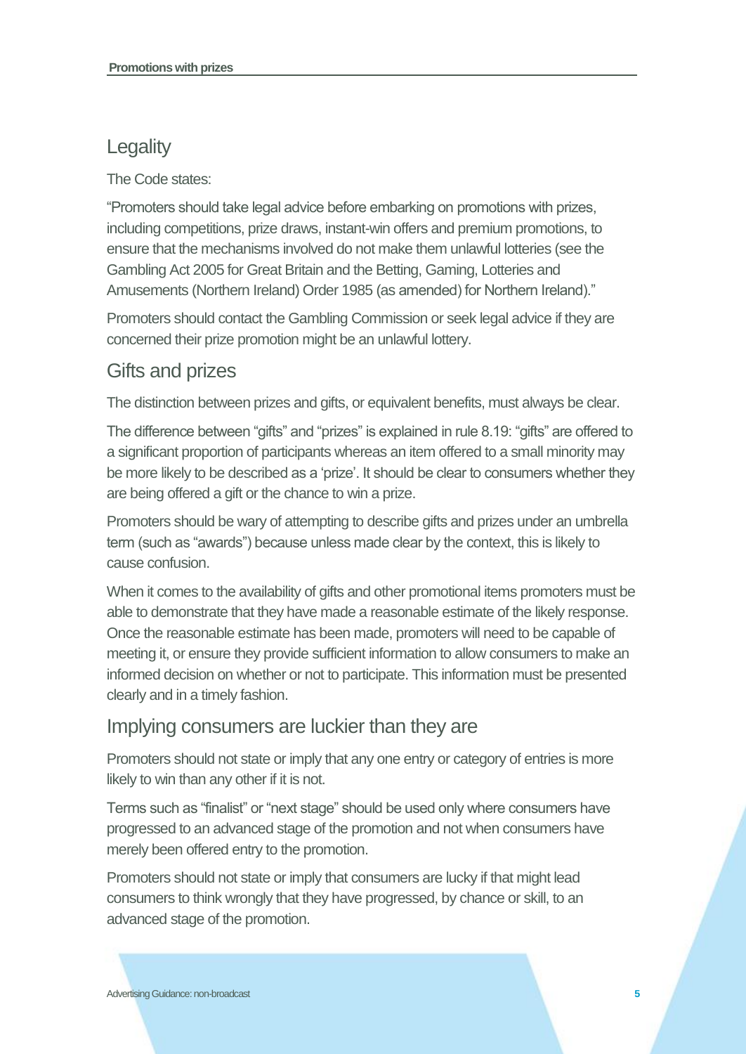## Legality

The Code states:

"Promoters should take legal advice before embarking on promotions with prizes, including competitions, prize draws, instant-win offers and premium promotions, to ensure that the mechanisms involved do not make them unlawful lotteries (see the Gambling Act 2005 for Great Britain and the Betting, Gaming, Lotteries and Amusements (Northern Ireland) Order 1985 (as amended) for Northern Ireland)."

Promoters should contact the Gambling Commission or seek legal advice if they are concerned their prize promotion might be an unlawful lottery.

## Gifts and prizes

The distinction between prizes and gifts, or equivalent benefits, must always be clear.

The difference between "gifts" and "prizes" is explained in rule 8.19: "gifts" are offered to a significant proportion of participants whereas an item offered to a small minority may be more likely to be described as a 'prize'. It should be clear to consumers whether they are being offered a gift or the chance to win a prize.

Promoters should be wary of attempting to describe gifts and prizes under an umbrella term (such as "awards") because unless made clear by the context, this is likely to cause confusion.

When it comes to the availability of gifts and other promotional items promoters must be able to demonstrate that they have made a reasonable estimate of the likely response. Once the reasonable estimate has been made, promoters will need to be capable of meeting it, or ensure they provide sufficient information to allow consumers to make an informed decision on whether or not to participate. This information must be presented clearly and in a timely fashion.

## Implying consumers are luckier than they are

Promoters should not state or imply that any one entry or category of entries is more likely to win than any other if it is not.

Terms such as "finalist" or "next stage" should be used only where consumers have progressed to an advanced stage of the promotion and not when consumers have merely been offered entry to the promotion.

Promoters should not state or imply that consumers are lucky if that might lead consumers to think wrongly that they have progressed, by chance or skill, to an advanced stage of the promotion.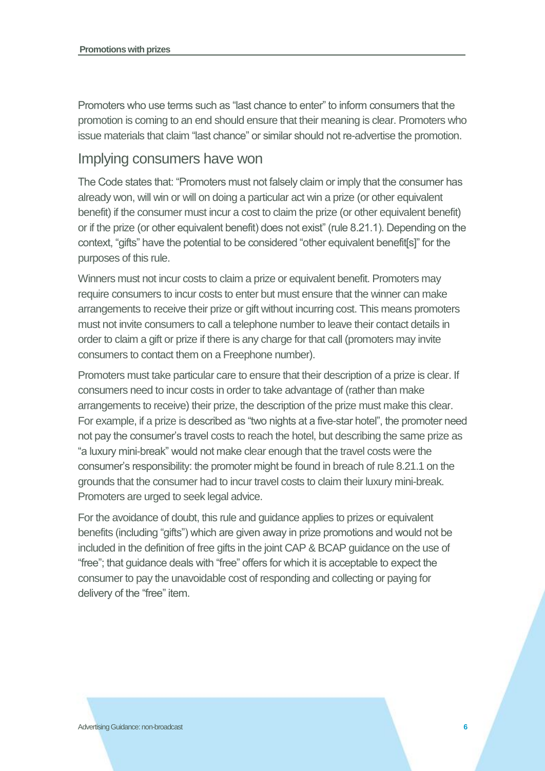Promoters who use terms such as “last chance to enter” to inform consumers that the promotion is coming to an end should ensure that their meaning is clear. Promoters who issue materials that claim “last chance” or similar should not re-advertise the promotion.

## Implying consumers have won

The Code states that: “Promoters must not falsely claim or imply that the consumer has already won, will win or will on doing a particular act win a prize (or other equivalent benefit) if the consumer must incur a cost to claim the prize (or other equivalent benefit) or if the prize (or other equivalent benefit) does not exist” (rule 8.21.1). Depending on the context, “gifts” have the potential to be considered “other equivalent benefit[s]” for the purposes of this rule.

Winners must not incur costs to claim a prize or equivalent benefit. Promoters may require consumers to incur costs to enter but must ensure that the winner can make arrangements to receive their prize or gift without incurring cost. This means promoters must not invite consumers to call a telephone number to leave their contact details in order to claim a gift or prize if there is any charge for that call (promoters may invite consumers to contact them on a Freephone number).

Promoters must take particular care to ensure that their description of a prize is clear. If consumers need to incur costs in order to take advantage of (rather than make arrangements to receive) their prize, the description of the prize must make this clear. For example, if a prize is described as “two nights at a five-star hotel”, the promoter need not pay the consumer’s travel costs to reach the hotel, but describing the same prize as “a luxury mini-break” would not make clear enough that the travel costs were the consumer’s responsibility: the promoter might be found in breach of rule 8.21.1 on the grounds that the consumer had to incur travel costs to claim their luxury mini-break. Promoters are urged to seek legal advice.

For the avoidance of doubt, this rule and guidance applies to prizes or equivalent benefits (including “gifts”) which are given away in prize promotions and would not be included in the definition of free gifts in the joint CAP & BCAP guidance on the use of “free”; that guidance deals with “free” offers for which it is acceptable to expect the consumer to pay the unavoidable cost of responding and collecting or paying for delivery of the “free” item.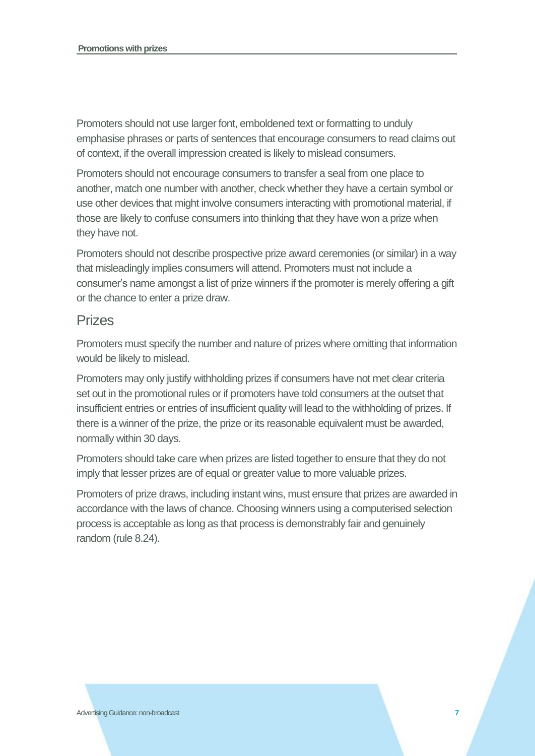Promoters should not use larger font, emboldened text or formatting to unduly emphasise phrases or parts of sentences that encourage consumers to read claims out of context, if the overall impression created is likely to mislead consumers.

Promoters should not encourage consumers to transfer a seal from one place to another, match one number with another, check whether they have a certain symbol or use other devices that might involve consumers interacting with promotional material, if those are likely to confuse consumers into thinking that they have won a prize when they have not.

Promoters should not describe prospective prize award ceremonies (or similar) in a way that misleadingly implies consumers will attend. Promoters must not include a consumer's name amongst a list of prize winners if the promoter is merely offering a gift or the chance to enter a prize draw.

## Prizes

Promoters must specify the number and nature of prizes where omitting that information would be likely to mislead.

Promoters may only justify withholding prizes if consumers have not met clear criteria set out in the promotional rules or if promoters have told consumers at the outset that insufficient entries or entries of insufficient quality will lead to the withholding of prizes. If there is a winner of the prize, the prize or its reasonable equivalent must be awarded, normally within 30 days.

Promoters should take care when prizes are listed together to ensure that they do not imply that lesser prizes are of equal or greater value to more valuable prizes.

Promoters of prize draws, including instant wins, must ensure that prizes are awarded in accordance with the laws of chance. Choosing winners using a computerised selection process is acceptable as long as that process is demonstrably fair and genuinely random (rule 8.24).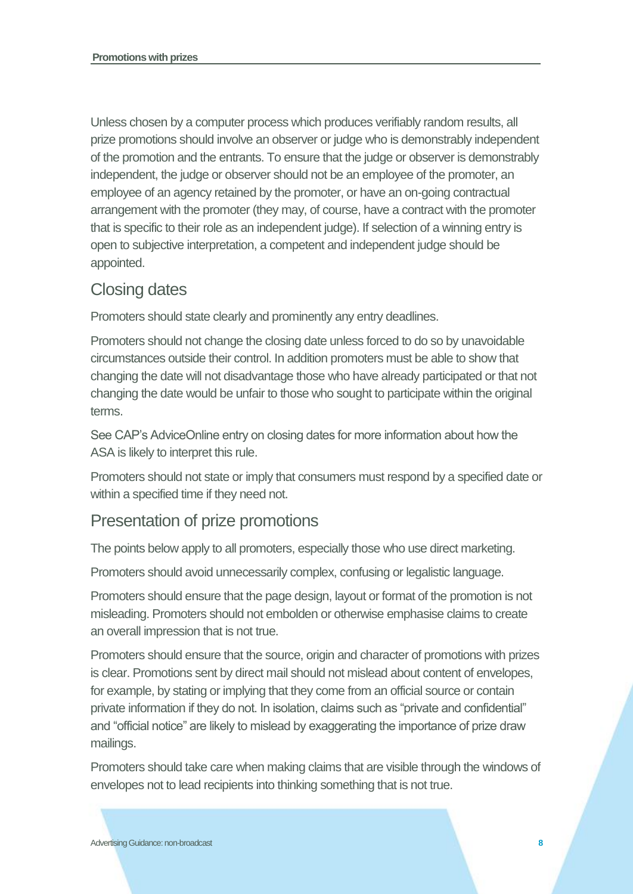Unless chosen by a computer process which produces verifiably random results, all prize promotions should involve an observer or judge who is demonstrably independent of the promotion and the entrants. To ensure that the judge or observer is demonstrably independent, the judge or observer should not be an employee of the promoter, an employee of an agency retained by the promoter, or have an on-going contractual arrangement with the promoter (they may, of course, have a contract with the promoter that is specific to their role as an independent judge). If selection of a winning entry is open to subjective interpretation, a competent and independent judge should be appointed.

## Closing dates

Promoters should state clearly and prominently any entry deadlines.

Promoters should not change the closing date unless forced to do so by unavoidable circumstances outside their control. In addition promoters must be able to show that changing the date will not disadvantage those who have already participated or that not changing the date would be unfair to those who sought to participate within the original terms.

See CAP's AdviceOnline entry on closing dates for more information about how the ASA is likely to interpret this rule.

Promoters should not state or imply that consumers must respond by a specified date or within a specified time if they need not.

## Presentation of prize promotions

The points below apply to all promoters, especially those who use direct marketing.

Promoters should avoid unnecessarily complex, confusing or legalistic language.

Promoters should ensure that the page design, layout or format of the promotion is not misleading. Promoters should not embolden or otherwise emphasise claims to create an overall impression that is not true.

Promoters should ensure that the source, origin and character of promotions with prizes is clear. Promotions sent by direct mail should not mislead about content of envelopes, for example, by stating or implying that they come from an official source or contain private information if they do not. In isolation, claims such as "private and confidential" and "official notice" are likely to mislead by exaggerating the importance of prize draw mailings.

Promoters should take care when making claims that are visible through the windows of envelopes not to lead recipients into thinking something that is not true.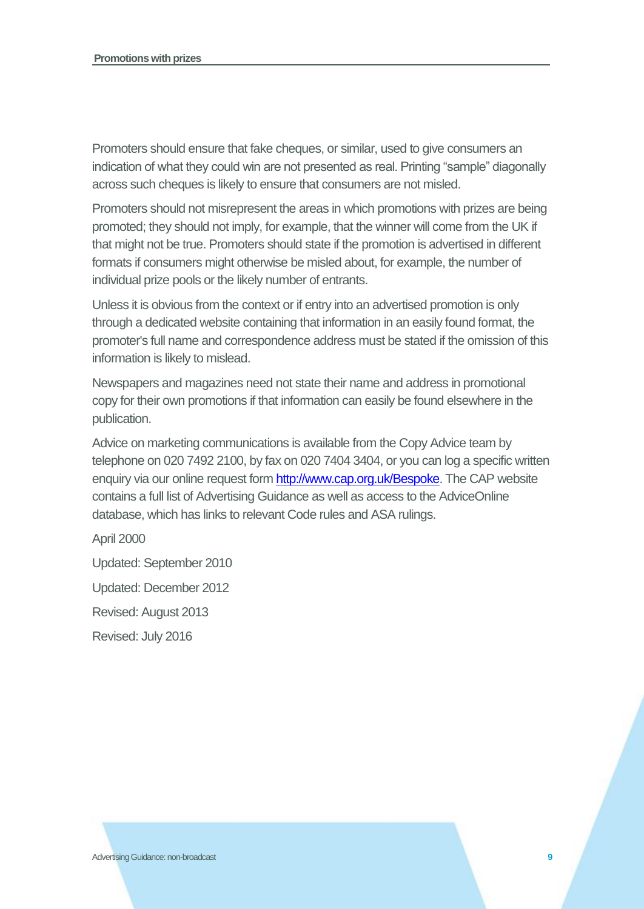Promoters should ensure that fake cheques, or similar, used to give consumers an indication of what they could win are not presented as real. Printing "sample" diagonally across such cheques is likely to ensure that consumers are not misled.

Promoters should not misrepresent the areas in which promotions with prizes are being promoted; they should not imply, for example, that the winner will come from the UK if that might not be true. Promoters should state if the promotion is advertised in different formats if consumers might otherwise be misled about, for example, the number of individual prize pools or the likely number of entrants.

Unless it is obvious from the context or if entry into an advertised promotion is only through a dedicated website containing that information in an easily found format, the promoter's full name and correspondence address must be stated if the omission of this information is likely to mislead.

Newspapers and magazines need not state their name and address in promotional copy for their own promotions if that information can easily be found elsewhere in the publication.

Advice on marketing communications is available from the Copy Advice team by telephone on 020 7492 2100, by fax on 020 7404 3404, or you can log a specific written enquiry via our online request form http://www.cap.org.uk/Bespoke. The CAP website contains a full list of Advertising Guidance as well as access to the AdviceOnline database, which has links to relevant Code rules and ASA rulings.

April 2000

Updated: September 2010

Updated: December 2012

Revised: August 2013

Revised: July 2016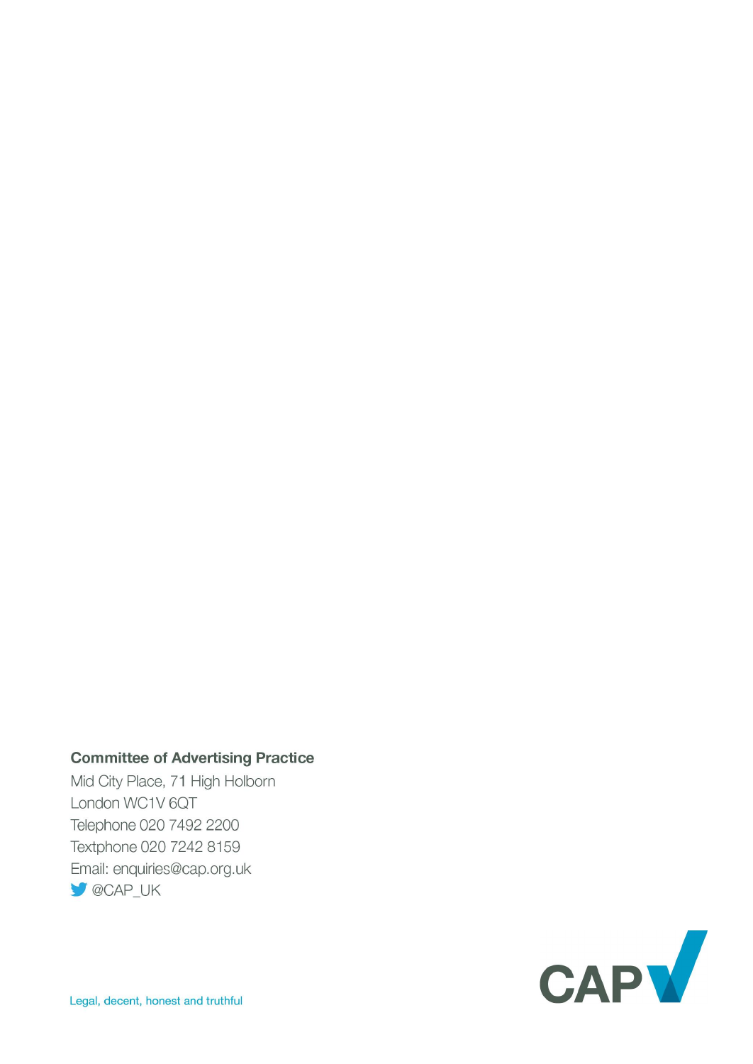**Committee of Advertising Practice**

Mid City Place, 71 High Holborn
London WC1V 6QT
Telephone 020 7492 2200
Textphone 020 7242 8159
Email: enquiries@cap.org.uk
@CAP_UK

Legal, decent, honest and truthful

CAP